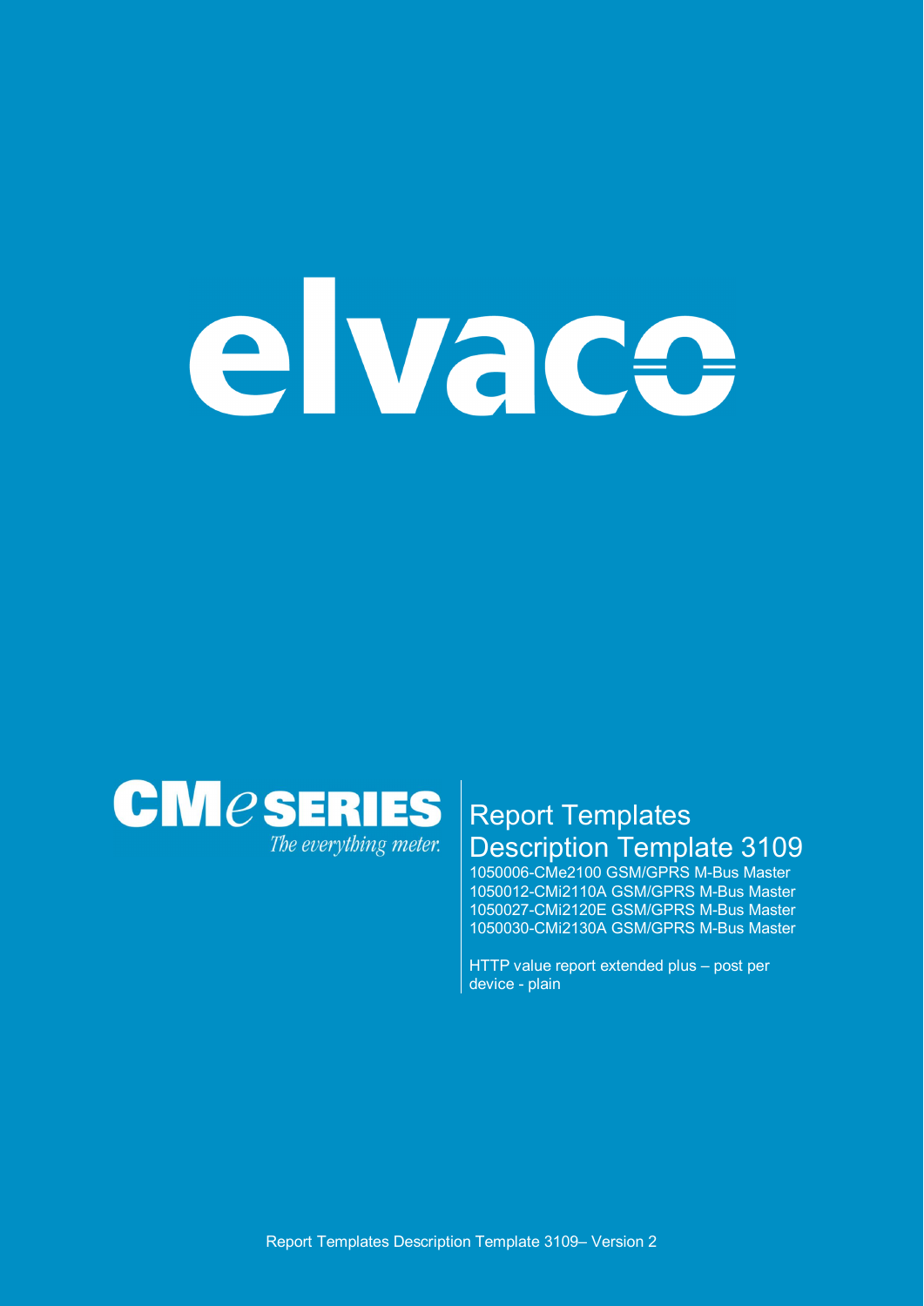elvaco

CMe SERIES

*The everything meter.*

# Report Templates Description Template 3109

1050006-CMe2100 GSM/GPRS M-Bus Master
1050012-CMi2110A GSM/GPRS M-Bus Master
1050027-CMi2120E GSM/GPRS M-Bus Master
1050030-CMi2130A GSM/GPRS M-Bus Master

HTTP value report extended plus – post per device - plain

Report Templates Description Template 3109– Version 2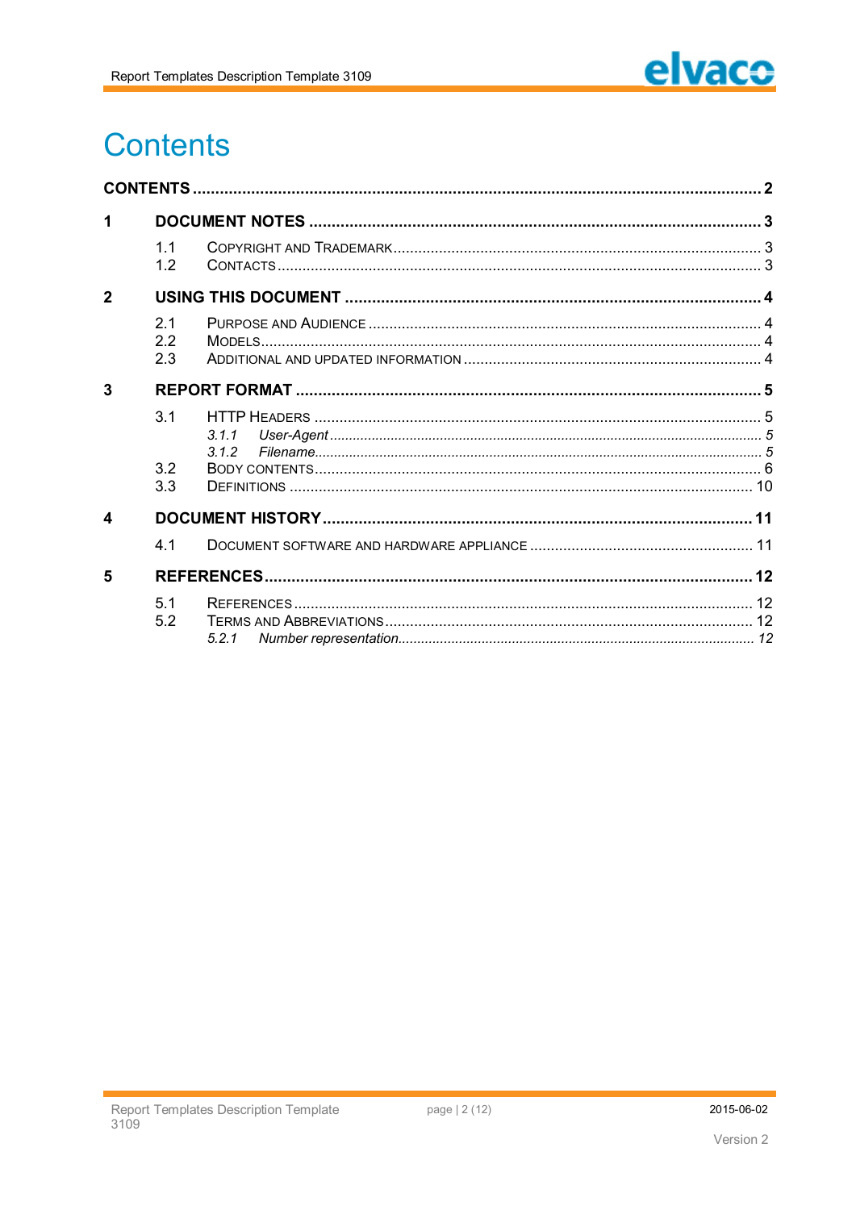# Contents

CONTENTS ..... 2

1 DOCUMENT NOTES ..... 3
- 1.1 COPYRIGHT AND TRADEMARK ..... 3
- 1.2 CONTACTS ..... 3

2 USING THIS DOCUMENT ..... 4
- 2.1 PURPOSE AND AUDIENCE ..... 4
- 2.2 MODELS ..... 4
- 2.3 ADDITIONAL AND UPDATED INFORMATION ..... 4

3 REPORT FORMAT ..... 5
- 3.1 HTTP HEADERS ..... 5
  - *3.1.1 User-Agent ..... 5*
  - *3.1.2 Filename ..... 5*
- 3.2 BODY CONTENTS ..... 6
- 3.3 DEFINITIONS ..... 10

4 DOCUMENT HISTORY ..... 11
- 4.1 DOCUMENT SOFTWARE AND HARDWARE APPLIANCE ..... 11

5 REFERENCES ..... 12
- 5.1 REFERENCES ..... 12
- 5.2 TERMS AND ABBREVIATIONS ..... 12
  - *5.2.1 Number representation ..... 12*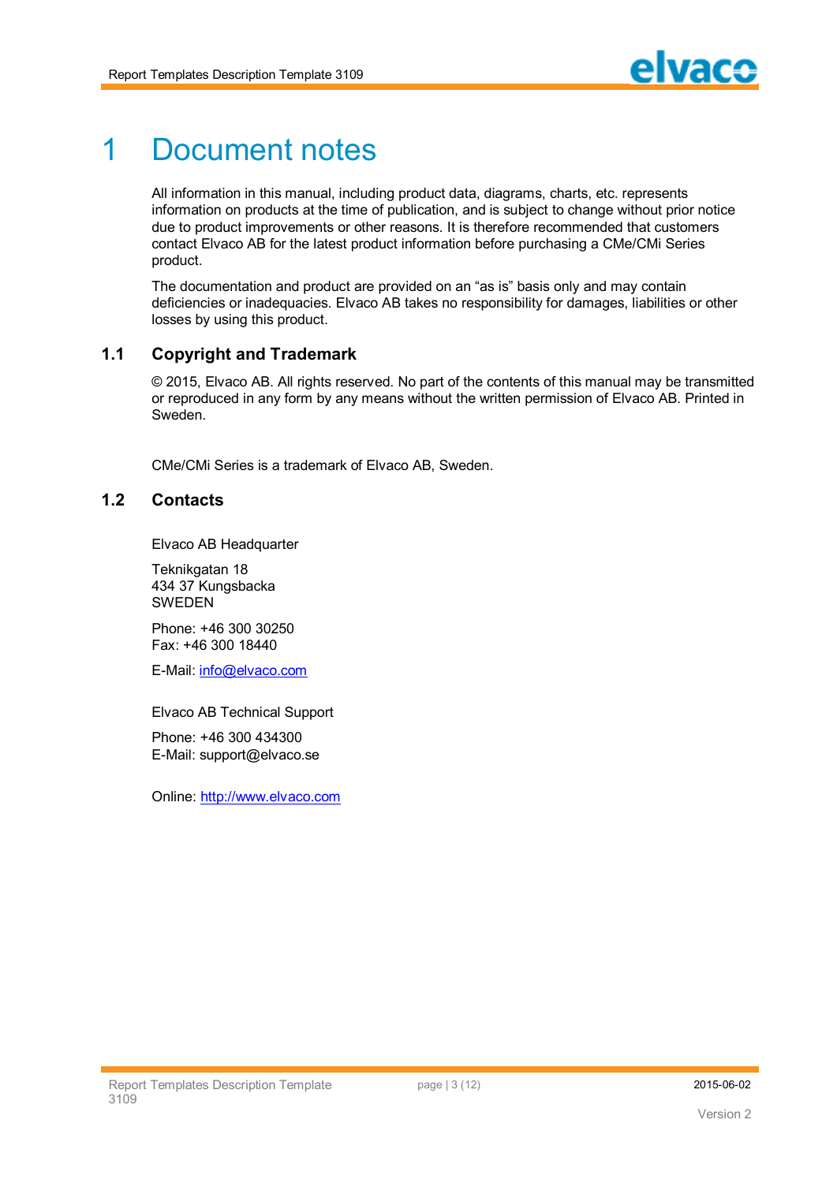# 1 Document notes

All information in this manual, including product data, diagrams, charts, etc. represents information on products at the time of publication, and is subject to change without prior notice due to product improvements or other reasons. It is therefore recommended that customers contact Elvaco AB for the latest product information before purchasing a CMe/CMi Series product.

The documentation and product are provided on an “as is” basis only and may contain deficiencies or inadequacies. Elvaco AB takes no responsibility for damages, liabilities or other losses by using this product.

## 1.1 Copyright and Trademark

© 2015, Elvaco AB. All rights reserved. No part of the contents of this manual may be transmitted or reproduced in any form by any means without the written permission of Elvaco AB. Printed in Sweden.

CMe/CMi Series is a trademark of Elvaco AB, Sweden.

## 1.2 Contacts

Elvaco AB Headquarter

Teknikgatan 18
434 37 Kungsbacka
SWEDEN

Phone: +46 300 30250
Fax: +46 300 18440

E-Mail: info@elvaco.com

Elvaco AB Technical Support

Phone: +46 300 434300
E-Mail: support@elvaco.se

Online: http://www.elvaco.com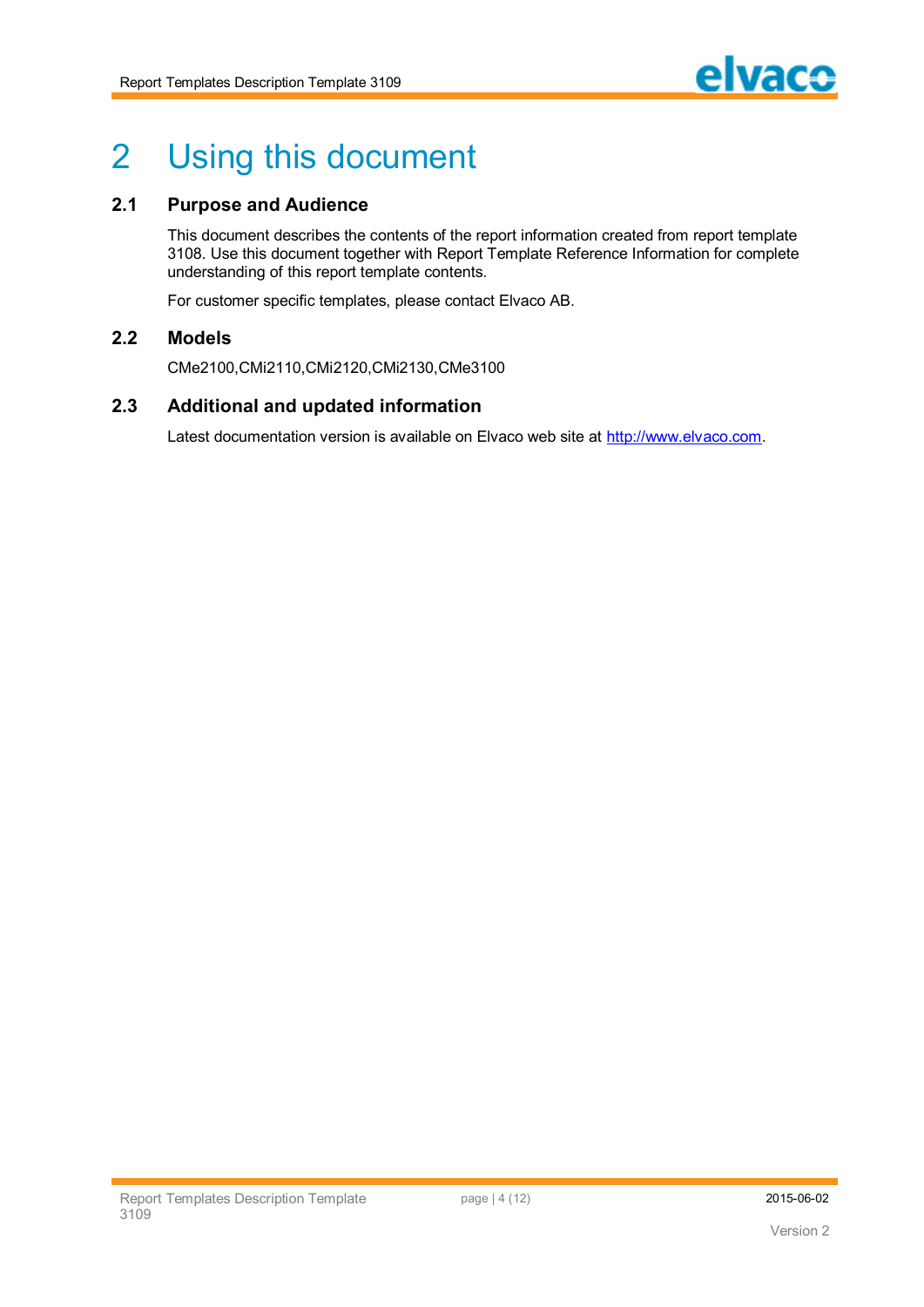# 2 Using this document

## 2.1 Purpose and Audience

This document describes the contents of the report information created from report template 3108. Use this document together with Report Template Reference Information for complete understanding of this report template contents.

For customer specific templates, please contact Elvaco AB.

## 2.2 Models

CMe2100,CMi2110,CMi2120,CMi2130,CMe3100

## 2.3 Additional and updated information

Latest documentation version is available on Elvaco web site at [http://www.elvaco.com](http://www.elvaco.com).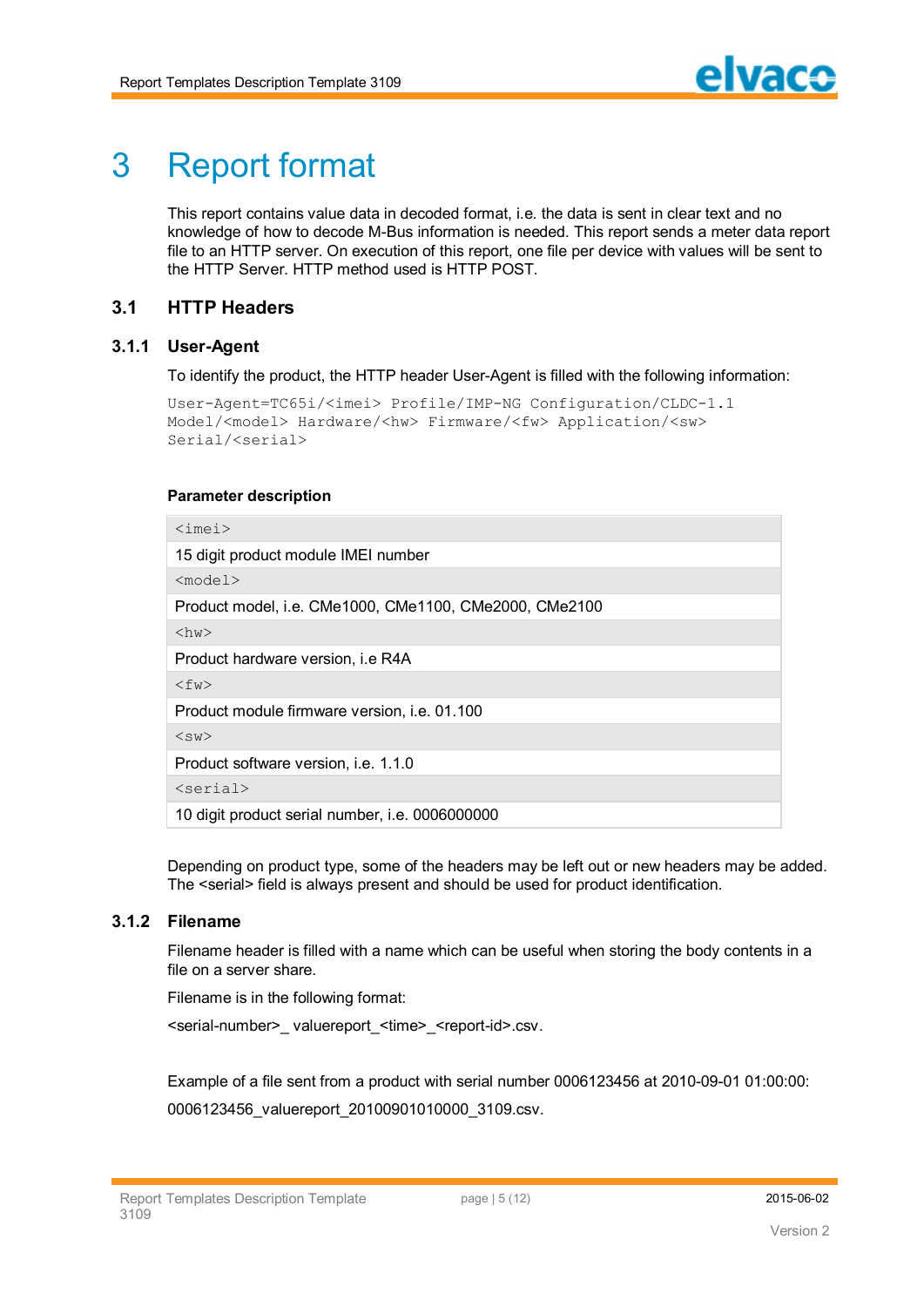# 3 Report format

This report contains value data in decoded format, i.e. the data is sent in clear text and no knowledge of how to decode M-Bus information is needed. This report sends a meter data report file to an HTTP server. On execution of this report, one file per device with values will be sent to the HTTP Server. HTTP method used is HTTP POST.

## 3.1 HTTP Headers

### 3.1.1 User-Agent

To identify the product, the HTTP header User-Agent is filled with the following information:

```
User-Agent=TC65i/<imei> Profile/IMP-NG Configuration/CLDC-1.1
Model/<model> Hardware/<hw> Firmware/<fw> Application/<sw>
Serial/<serial>
```

**Parameter description**

| `<imei>` |
|---|
| 15 digit product module IMEI number |
| `<model>` |
| Product model, i.e. CMe1000, CMe1100, CMe2000, CMe2100 |
| `<hw>` |
| Product hardware version, i.e R4A |
| `<fw>` |
| Product module firmware version, i.e. 01.100 |
| `<sw>` |
| Product software version, i.e. 1.1.0 |
| `<serial>` |
| 10 digit product serial number, i.e. 0006000000 |

Depending on product type, some of the headers may be left out or new headers may be added. The <serial> field is always present and should be used for product identification.

### 3.1.2 Filename

Filename header is filled with a name which can be useful when storing the body contents in a file on a server share.

Filename is in the following format:

<serial-number>_ valuereport_<time>_<report-id>.csv.

Example of a file sent from a product with serial number 0006123456 at 2010-09-01 01:00:00:

0006123456_valuereport_20100901010000_3109.csv.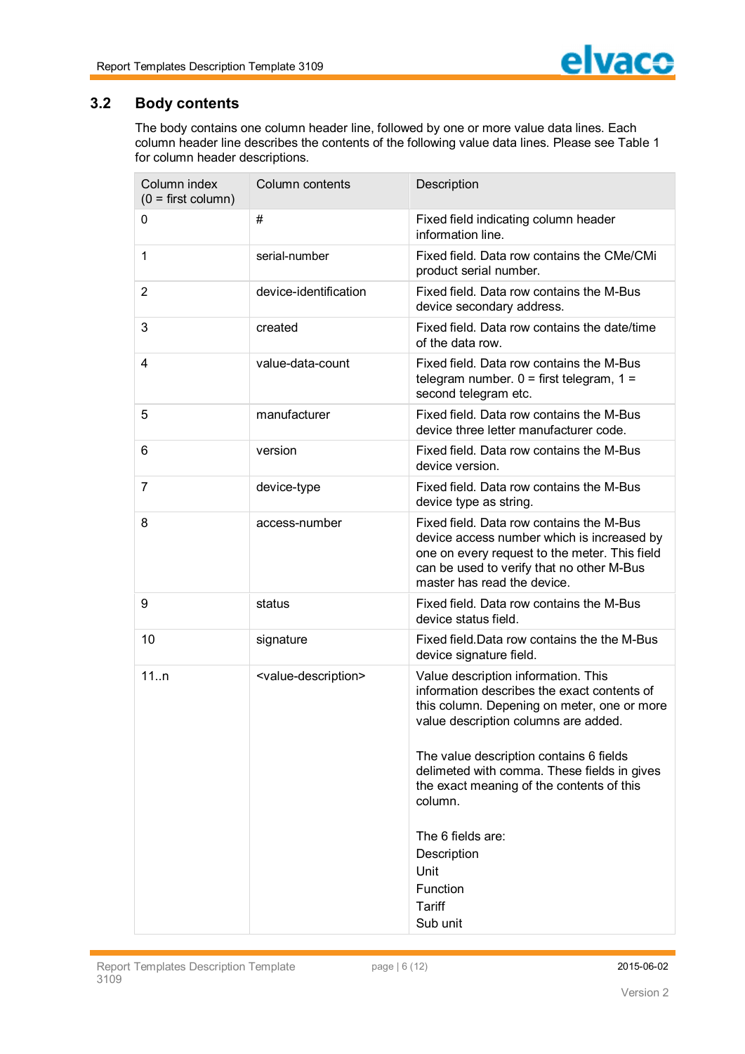## 3.2 Body contents

The body contains one column header line, followed by one or more value data lines. Each column header line describes the contents of the following value data lines. Please see Table 1 for column header descriptions.

| Column index (0 = first column) | Column contents | Description |
|---|---|---|
| 0 | # | Fixed field indicating column header information line. |
| 1 | serial-number | Fixed field. Data row contains the CMe/CMi product serial number. |
| 2 | device-identification | Fixed field. Data row contains the M-Bus device secondary address. |
| 3 | created | Fixed field. Data row contains the date/time of the data row. |
| 4 | value-data-count | Fixed field. Data row contains the M-Bus telegram number. 0 = first telegram, 1 = second telegram etc. |
| 5 | manufacturer | Fixed field. Data row contains the M-Bus device three letter manufacturer code. |
| 6 | version | Fixed field. Data row contains the M-Bus device version. |
| 7 | device-type | Fixed field. Data row contains the M-Bus device type as string. |
| 8 | access-number | Fixed field. Data row contains the M-Bus device access number which is increased by one on every request to the meter. This field can be used to verify that no other M-Bus master has read the device. |
| 9 | status | Fixed field. Data row contains the M-Bus device status field. |
| 10 | signature | Fixed field.Data row contains the the M-Bus device signature field. |
| 11..n | <value-description> | Value description information. This information describes the exact contents of this column. Depening on meter, one or more value description columns are added.<br><br>The value description contains 6 fields delimeted with comma. These fields in gives the exact meaning of the contents of this column.<br><br>The 6 fields are:<br>Description<br>Unit<br>Function<br>Tariff<br>Sub unit |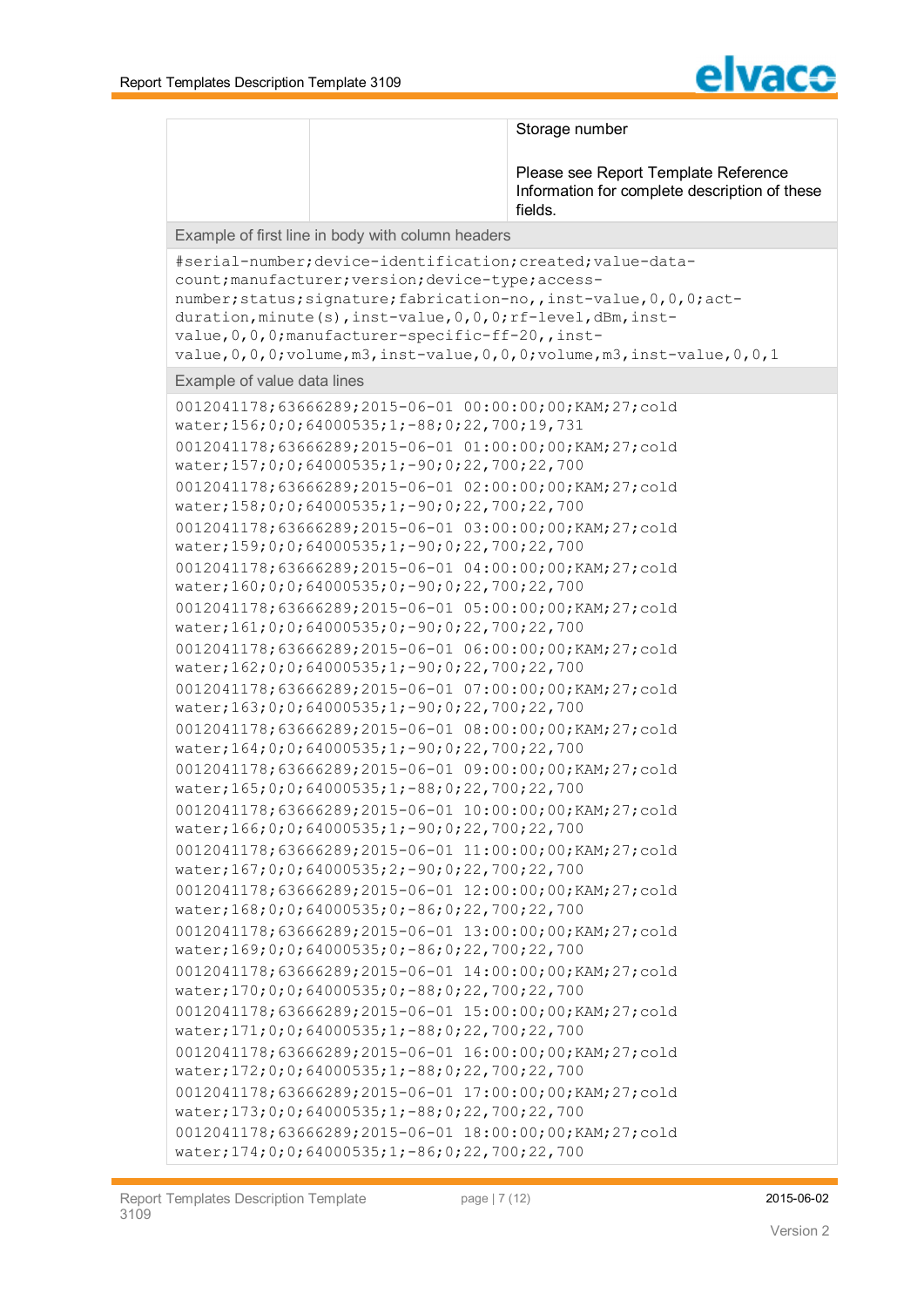| | | Storage number<br><br>Please see Report Template Reference Information for complete description of these fields. |
|---|---|---|

**Example of first line in body with column headers**

```
#serial-number;device-identification;created;value-data-count;manufacturer;version;device-type;access-number;status;signature;fabrication-no,,inst-value,0,0,0;act-duration,minute(s),inst-value,0,0,0;rf-level,dBm,inst-value,0,0,0;manufacturer-specific-ff-20,,inst-value,0,0,0;volume,m3,inst-value,0,0,0;volume,m3,inst-value,0,0,1
```

**Example of value data lines**

```
0012041178;63666289;2015-06-01 00:00:00;00;KAM;27;cold water;156;0;0;64000535;1;-88;0;22,700;19,731
0012041178;63666289;2015-06-01 01:00:00;00;KAM;27;cold water;157;0;0;64000535;1;-90;0;22,700;22,700
0012041178;63666289;2015-06-01 02:00:00;00;KAM;27;cold water;158;0;0;64000535;1;-90;0;22,700;22,700
0012041178;63666289;2015-06-01 03:00:00;00;KAM;27;cold water;159;0;0;64000535;1;-90;0;22,700;22,700
0012041178;63666289;2015-06-01 04:00:00;00;KAM;27;cold water;160;0;0;64000535;0;-90;0;22,700;22,700
0012041178;63666289;2015-06-01 05:00:00;00;KAM;27;cold water;161;0;0;64000535;0;-90;0;22,700;22,700
0012041178;63666289;2015-06-01 06:00:00;00;KAM;27;cold water;162;0;0;64000535;1;-90;0;22,700;22,700
0012041178;63666289;2015-06-01 07:00:00;00;KAM;27;cold water;163;0;0;64000535;1;-90;0;22,700;22,700
0012041178;63666289;2015-06-01 08:00:00;00;KAM;27;cold water;164;0;0;64000535;1;-90;0;22,700;22,700
0012041178;63666289;2015-06-01 09:00:00;00;KAM;27;cold water;165;0;0;64000535;1;-88;0;22,700;22,700
0012041178;63666289;2015-06-01 10:00:00;00;KAM;27;cold water;166;0;0;64000535;1;-90;0;22,700;22,700
0012041178;63666289;2015-06-01 11:00:00;00;KAM;27;cold water;167;0;0;64000535;2;-90;0;22,700;22,700
0012041178;63666289;2015-06-01 12:00:00;00;KAM;27;cold water;168;0;0;64000535;0;-86;0;22,700;22,700
0012041178;63666289;2015-06-01 13:00:00;00;KAM;27;cold water;169;0;0;64000535;0;-86;0;22,700;22,700
0012041178;63666289;2015-06-01 14:00:00;00;KAM;27;cold water;170;0;0;64000535;0;-88;0;22,700;22,700
0012041178;63666289;2015-06-01 15:00:00;00;KAM;27;cold water;171;0;0;64000535;1;-88;0;22,700;22,700
0012041178;63666289;2015-06-01 16:00:00;00;KAM;27;cold water;172;0;0;64000535;1;-88;0;22,700;22,700
0012041178;63666289;2015-06-01 17:00:00;00;KAM;27;cold water;173;0;0;64000535;1;-88;0;22,700;22,700
0012041178;63666289;2015-06-01 18:00:00;00;KAM;27;cold water;174;0;0;64000535;1;-86;0;22,700;22,700
```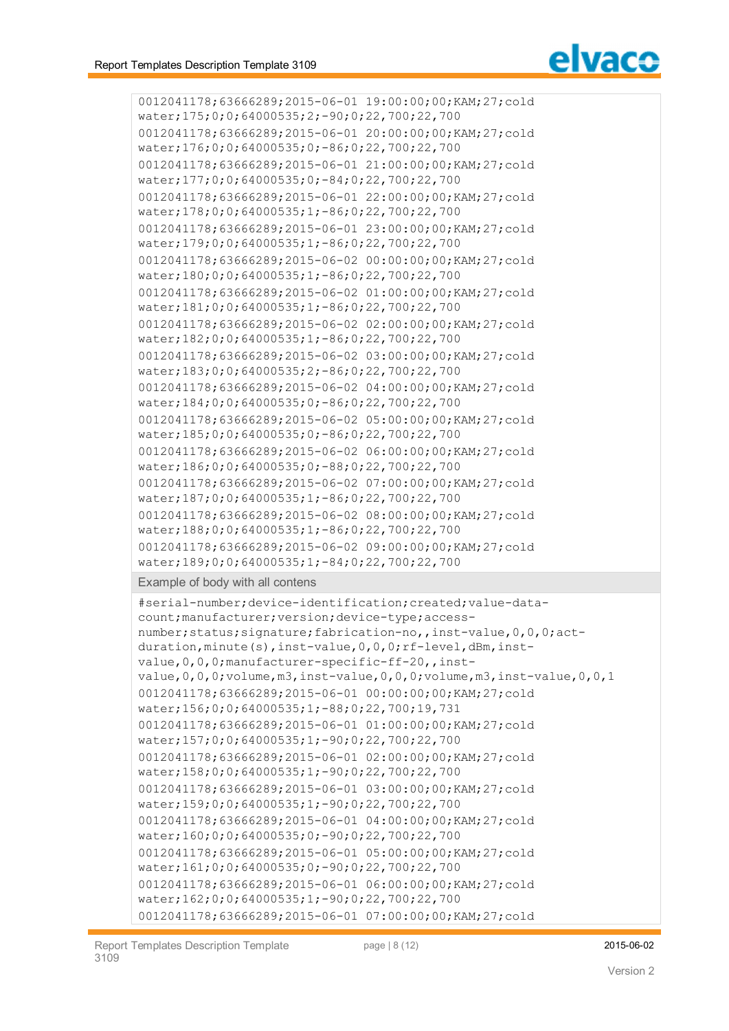```
0012041178;63666289;2015-06-01 19:00:00;00;KAM;27;cold
water;175;0;0;64000535;2;-90;0;22,700;22,700
0012041178;63666289;2015-06-01 20:00:00;00;KAM;27;cold
water;176;0;0;64000535;0;-86;0;22,700;22,700
0012041178;63666289;2015-06-01 21:00:00;00;KAM;27;cold
water;177;0;0;64000535;0;-84;0;22,700;22,700
0012041178;63666289;2015-06-01 22:00:00;00;KAM;27;cold
water;178;0;0;64000535;1;-86;0;22,700;22,700
0012041178;63666289;2015-06-01 23:00:00;00;KAM;27;cold
water;179;0;0;64000535;1;-86;0;22,700;22,700
0012041178;63666289;2015-06-02 00:00:00;00;KAM;27;cold
water;180;0;0;64000535;1;-86;0;22,700;22,700
0012041178;63666289;2015-06-02 01:00:00;00;KAM;27;cold
water;181;0;0;64000535;1;-86;0;22,700;22,700
0012041178;63666289;2015-06-02 02:00:00;00;KAM;27;cold
water;182;0;0;64000535;1;-86;0;22,700;22,700
0012041178;63666289;2015-06-02 03:00:00;00;KAM;27;cold
water;183;0;0;64000535;2;-86;0;22,700;22,700
0012041178;63666289;2015-06-02 04:00:00;00;KAM;27;cold
water;184;0;0;64000535;0;-86;0;22,700;22,700
0012041178;63666289;2015-06-02 05:00:00;00;KAM;27;cold
water;185;0;0;64000535;0;-86;0;22,700;22,700
0012041178;63666289;2015-06-02 06:00:00;00;KAM;27;cold
water;186;0;0;64000535;0;-88;0;22,700;22,700
0012041178;63666289;2015-06-02 07:00:00;00;KAM;27;cold
water;187;0;0;64000535;1;-86;0;22,700;22,700
0012041178;63666289;2015-06-02 08:00:00;00;KAM;27;cold
water;188;0;0;64000535;1;-86;0;22,700;22,700
0012041178;63666289;2015-06-02 09:00:00;00;KAM;27;cold
water;189;0;0;64000535;1;-84;0;22,700;22,700
```

Example of body with all contens

```
#serial-number;device-identification;created;value-data-
count;manufacturer;version;device-type;access-
number;status;signature;fabrication-no,,inst-value,0,0,0;act-
duration,minute(s),inst-value,0,0,0;rf-level,dBm,inst-
value,0,0,0;manufacturer-specific-ff-20,,inst-
value,0,0,0;volume,m3,inst-value,0,0,0;volume,m3,inst-value,0,0,1
0012041178;63666289;2015-06-01 00:00:00;00;KAM;27;cold
water;156;0;0;64000535;1;-88;0;22,700;19,731
0012041178;63666289;2015-06-01 01:00:00;00;KAM;27;cold
water;157;0;0;64000535;1;-90;0;22,700;22,700
0012041178;63666289;2015-06-01 02:00:00;00;KAM;27;cold
water;158;0;0;64000535;1;-90;0;22,700;22,700
0012041178;63666289;2015-06-01 03:00:00;00;KAM;27;cold
water;159;0;0;64000535;1;-90;0;22,700;22,700
0012041178;63666289;2015-06-01 04:00:00;00;KAM;27;cold
water;160;0;0;64000535;0;-90;0;22,700;22,700
0012041178;63666289;2015-06-01 05:00:00;00;KAM;27;cold
water;161;0;0;64000535;0;-90;0;22,700;22,700
0012041178;63666289;2015-06-01 06:00:00;00;KAM;27;cold
water;162;0;0;64000535;1;-90;0;22,700;22,700
0012041178;63666289;2015-06-01 07:00:00;00;KAM;27;cold
```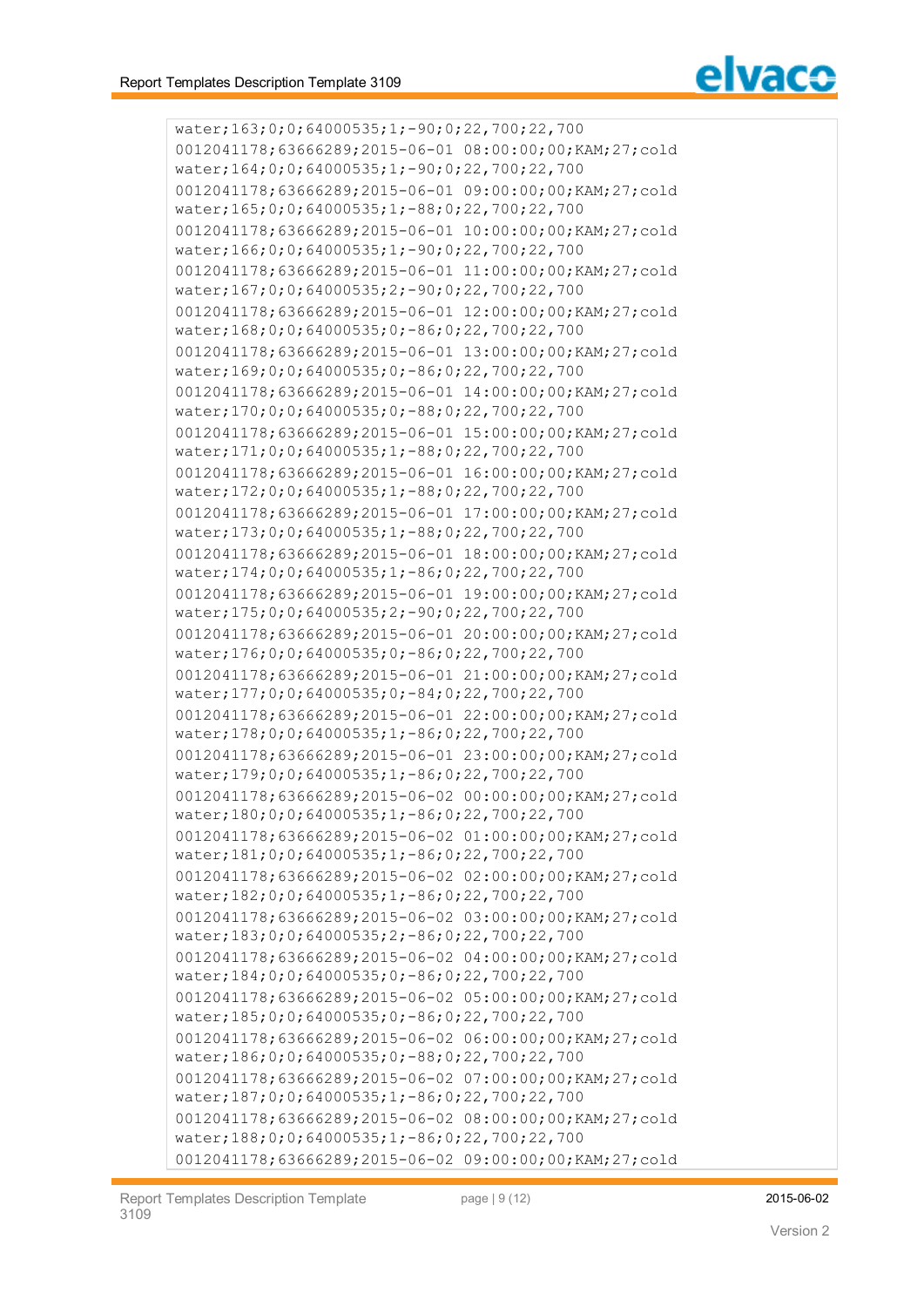```
water;163;0;0;64000535;1;-90;0;22,700;22,700
0012041178;63666289;2015-06-01 08:00:00;00;KAM;27;cold
water;164;0;0;64000535;1;-90;0;22,700;22,700
0012041178;63666289;2015-06-01 09:00:00;00;KAM;27;cold
water;165;0;0;64000535;1;-88;0;22,700;22,700
0012041178;63666289;2015-06-01 10:00:00;00;KAM;27;cold
water;166;0;0;64000535;1;-90;0;22,700;22,700
0012041178;63666289;2015-06-01 11:00:00;00;KAM;27;cold
water;167;0;0;64000535;2;-90;0;22,700;22,700
0012041178;63666289;2015-06-01 12:00:00;00;KAM;27;cold
water;168;0;0;64000535;0;-86;0;22,700;22,700
0012041178;63666289;2015-06-01 13:00:00;00;KAM;27;cold
water;169;0;0;64000535;0;-86;0;22,700;22,700
0012041178;63666289;2015-06-01 14:00:00;00;KAM;27;cold
water;170;0;0;64000535;0;-88;0;22,700;22,700
0012041178;63666289;2015-06-01 15:00:00;00;KAM;27;cold
water;171;0;0;64000535;1;-88;0;22,700;22,700
0012041178;63666289;2015-06-01 16:00:00;00;KAM;27;cold
water;172;0;0;64000535;1;-88;0;22,700;22,700
0012041178;63666289;2015-06-01 17:00:00;00;KAM;27;cold
water;173;0;0;64000535;1;-88;0;22,700;22,700
0012041178;63666289;2015-06-01 18:00:00;00;KAM;27;cold
water;174;0;0;64000535;1;-86;0;22,700;22,700
0012041178;63666289;2015-06-01 19:00:00;00;KAM;27;cold
water;175;0;0;64000535;2;-90;0;22,700;22,700
0012041178;63666289;2015-06-01 20:00:00;00;KAM;27;cold
water;176;0;0;64000535;0;-86;0;22,700;22,700
0012041178;63666289;2015-06-01 21:00:00;00;KAM;27;cold
water;177;0;0;64000535;0;-84;0;22,700;22,700
0012041178;63666289;2015-06-01 22:00:00;00;KAM;27;cold
water;178;0;0;64000535;1;-86;0;22,700;22,700
0012041178;63666289;2015-06-01 23:00:00;00;KAM;27;cold
water;179;0;0;64000535;1;-86;0;22,700;22,700
0012041178;63666289;2015-06-02 00:00:00;00;KAM;27;cold
water;180;0;0;64000535;1;-86;0;22,700;22,700
0012041178;63666289;2015-06-02 01:00:00;00;KAM;27;cold
water;181;0;0;64000535;1;-86;0;22,700;22,700
0012041178;63666289;2015-06-02 02:00:00;00;KAM;27;cold
water;182;0;0;64000535;1;-86;0;22,700;22,700
0012041178;63666289;2015-06-02 03:00:00;00;KAM;27;cold
water;183;0;0;64000535;2;-86;0;22,700;22,700
0012041178;63666289;2015-06-02 04:00:00;00;KAM;27;cold
water;184;0;0;64000535;0;-86;0;22,700;22,700
0012041178;63666289;2015-06-02 05:00:00;00;KAM;27;cold
water;185;0;0;64000535;0;-86;0;22,700;22,700
0012041178;63666289;2015-06-02 06:00:00;00;KAM;27;cold
water;186;0;0;64000535;0;-88;0;22,700;22,700
0012041178;63666289;2015-06-02 07:00:00;00;KAM;27;cold
water;187;0;0;64000535;1;-86;0;22,700;22,700
0012041178;63666289;2015-06-02 08:00:00;00;KAM;27;cold
water;188;0;0;64000535;1;-86;0;22,700;22,700
0012041178;63666289;2015-06-02 09:00:00;00;KAM;27;cold
```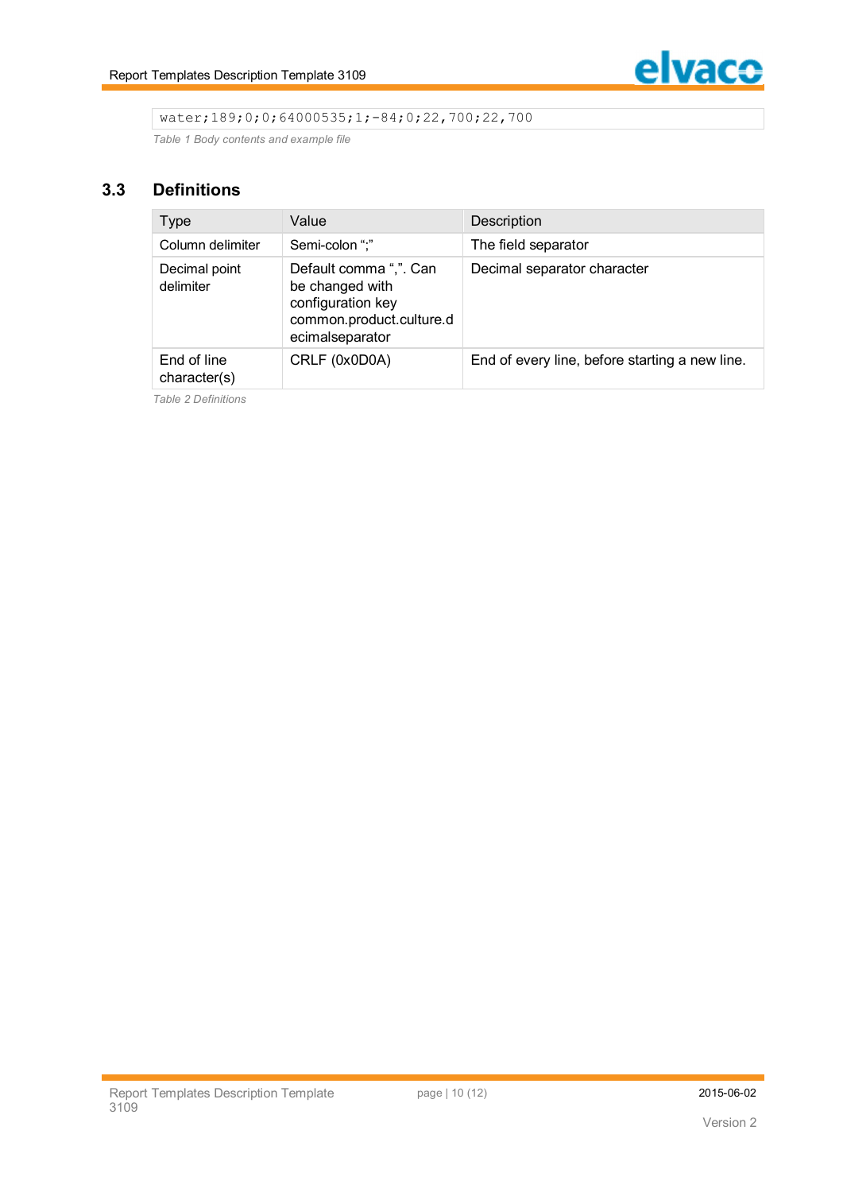```
water;189;0;0;64000535;1;-84;0;22,700;22,700
```

*Table 1 Body contents and example file*

## 3.3 Definitions

| Type | Value | Description |
|---|---|---|
| Column delimiter | Semi-colon “;” | The field separator |
| Decimal point delimiter | Default comma “,”. Can be changed with configuration key common.product.culture.decimalseparator | Decimal separator character |
| End of line character(s) | CRLF (0x0D0A) | End of every line, before starting a new line. |

*Table 2 Definitions*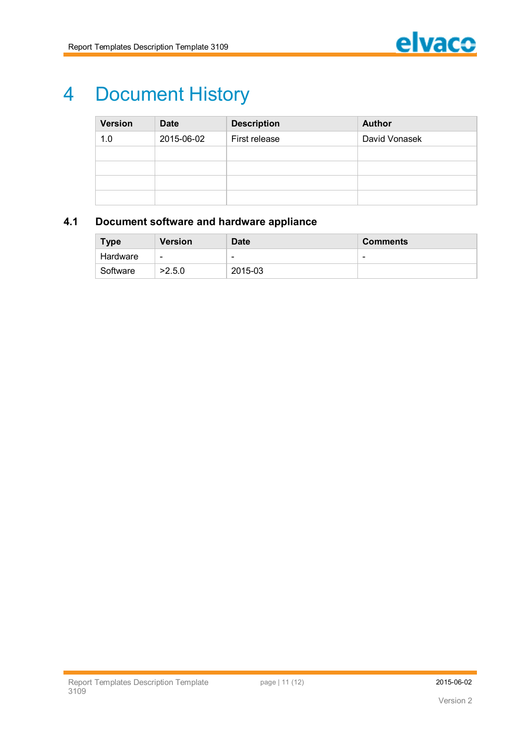# 4 Document History

| Version | Date | Description | Author |
|---|---|---|---|
| 1.0 | 2015-06-02 | First release | David Vonasek |
| | | | |
| | | | |
| | | | |
| | | | |

## 4.1 Document software and hardware appliance

| Type | Version | Date | Comments |
|---|---|---|---|
| Hardware | - | - | - |
| Software | >2.5.0 | 2015-03 | |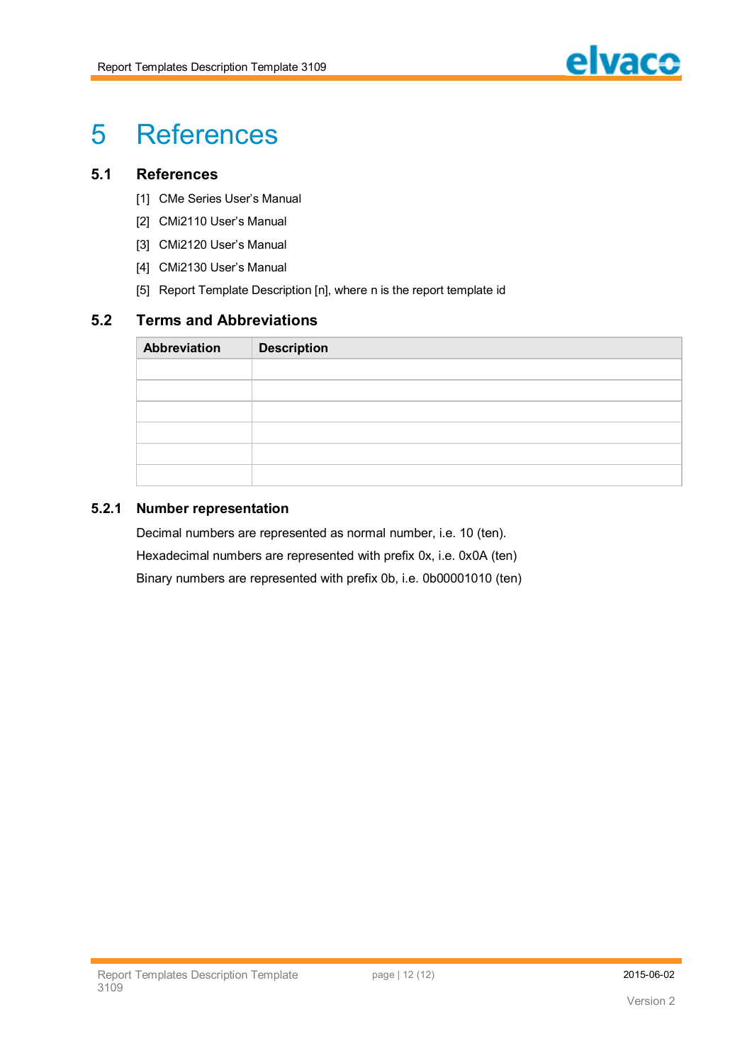# 5 References

## 5.1 References

[1] CMe Series User's Manual

[2] CMi2110 User's Manual

[3] CMi2120 User's Manual

[4] CMi2130 User's Manual

[5] Report Template Description [n], where n is the report template id

## 5.2 Terms and Abbreviations

| Abbreviation | Description |
|---|---|
| | |
| | |
| | |
| | |
| | |
| | |

### 5.2.1 Number representation

Decimal numbers are represented as normal number, i.e. 10 (ten).

Hexadecimal numbers are represented with prefix 0x, i.e. 0x0A (ten)

Binary numbers are represented with prefix 0b, i.e. 0b00001010 (ten)